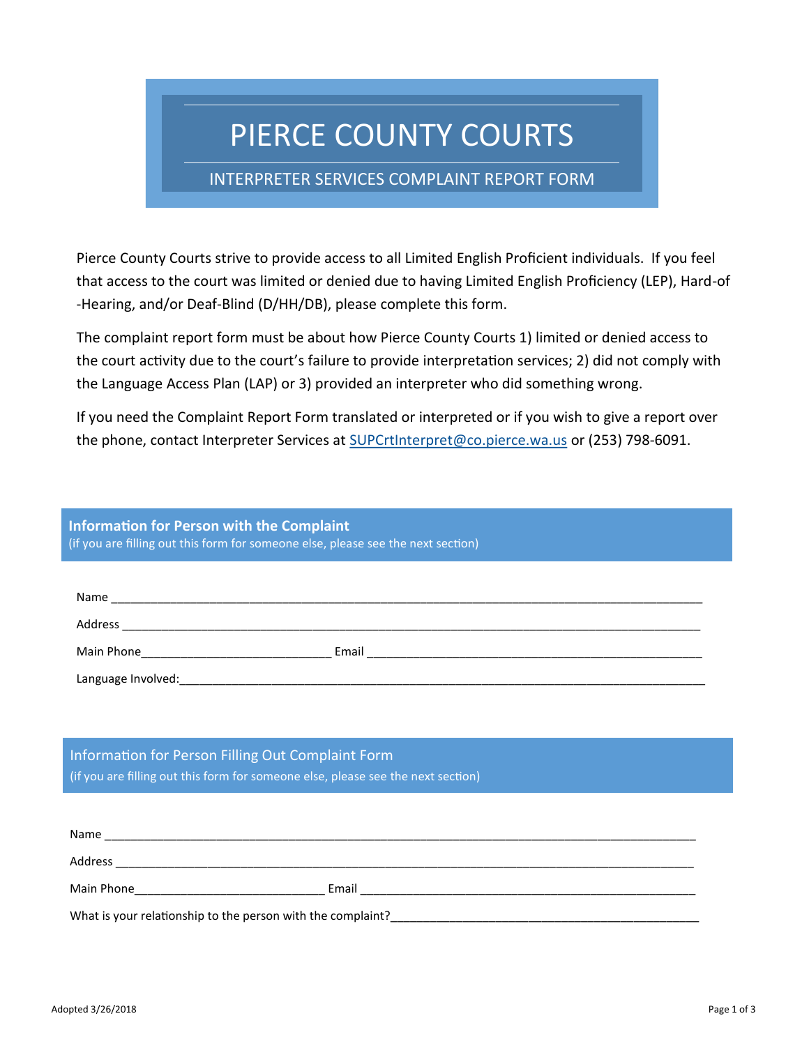# PIERCE COUNTY COURTS

## INTERPRETER SERVICES COMPLAINT REPORT FORM

Pierce County Courts strive to provide access to all Limited English Proficient individuals. If you feel that access to the court was limited or denied due to having Limited English Proficiency (LEP), Hard-of -Hearing, and/or Deaf-Blind (D/HH/DB), please complete this form.

The complaint report form must be about how Pierce County Courts 1) limited or denied access to the court activity due to the court's failure to provide interpretation services; 2) did not comply with the Language Access Plan (LAP) or 3) provided an interpreter who did something wrong.

If you need the Complaint Report Form translated or interpreted or if you wish to give a report over the phone, contact Interpreter Services at SUPCrtInterpret@co.pierce.wa.us or (253) 798-6091.

### Information for Person with the Complaint

(if you are filling out this form for someone else, please see the next section)

Name ______________________________________________________________________________

Address ____________________________________________________________________________

Main Phone_________________________ Email _____________________________________________

Language Involved:___________________________________________________________________

### Information for Person Filling Out Complaint Form

(if you are filling out this form for someone else, please see the next section)

Name ______________________________________________________________________________

Address ____________________________________________________________________________

Main Phone_________________________ Email _____________________________________________

What is your relationship to the person with the complaint?_________________________________________

Adopted 3/26/2018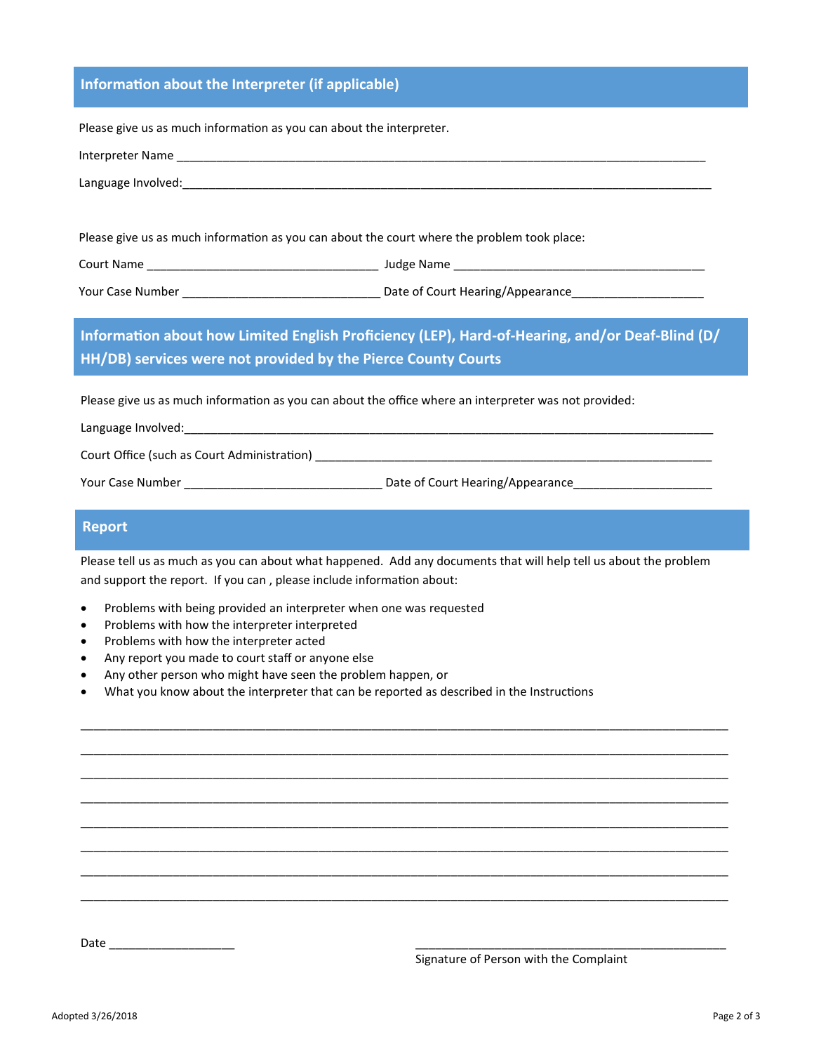## Information about the Interpreter (if applicable)

Please give us as much information as you can about the interpreter.

Interpreter Name ___________________________________________________________________________

Language Involved:___________________________________________________________________________

Please give us as much information as you can about the court where the problem took place:

Court Name ______________________________ Judge Name ___________________________________

Your Case Number ___________________________ Date of Court Hearing/Appearance_________________

## Information about how Limited English Proficiency (LEP), Hard-of-Hearing, and/or Deaf-Blind (D/HH/DB) services were not provided by the Pierce County Courts

Please give us as much information as you can about the office where an interpreter was not provided:

Language Involved:___________________________________________________________________________

Court Office (such as Court Administration) _______________________________________________________

Your Case Number ___________________________ Date of Court Hearing/Appearance_________________

## Report

Please tell us as much as you can about what happened. Add any documents that will help tell us about the problem and support the report. If you can , please include information about:

- Problems with being provided an interpreter when one was requested
- Problems with how the interpreter interpreted
- Problems with how the interpreter acted
- Any report you made to court staff or anyone else
- Any other person who might have seen the problem happen, or
- What you know about the interpreter that can be reported as described in the Instructions

_____________________________________________________________________________________________

_____________________________________________________________________________________________

_____________________________________________________________________________________________

_____________________________________________________________________________________________

_____________________________________________________________________________________________

_____________________________________________________________________________________________

_____________________________________________________________________________________________

_____________________________________________________________________________________________

Date __________________ ___________________________________________

Signature of Person with the Complaint

Adopted 3/26/2018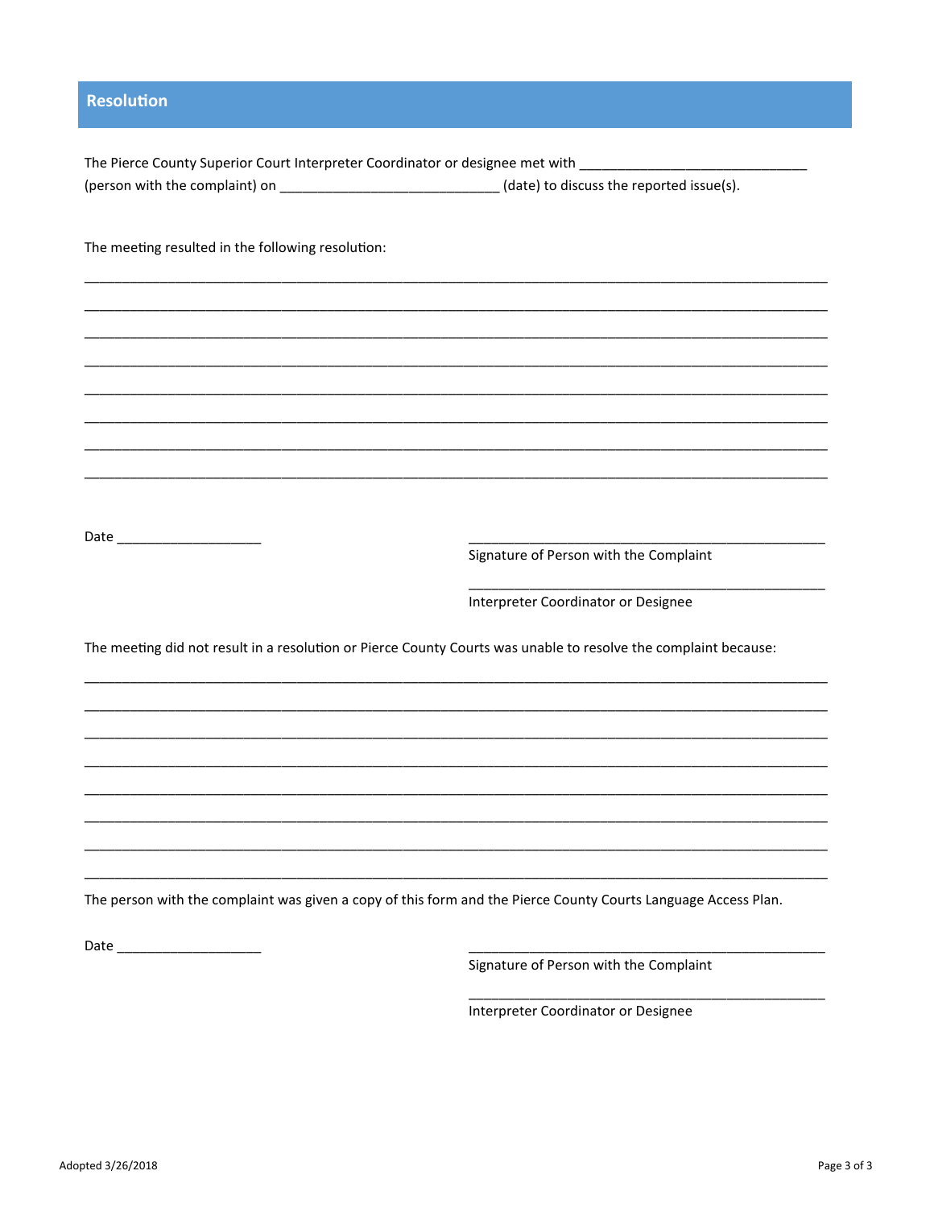## Resolution

The Pierce County Superior Court Interpreter Coordinator or designee met with ______________________________ (person with the complaint) on _____________________________ (date) to discuss the reported issue(s).

The meeting resulted in the following resolution:

___________________________________________________________________________________________

___________________________________________________________________________________________

___________________________________________________________________________________________

___________________________________________________________________________________________

___________________________________________________________________________________________

___________________________________________________________________________________________

___________________________________________________________________________________________

___________________________________________________________________________________________

Date ___________________

_______________________________________________
Signature of Person with the Complaint

_______________________________________________
Interpreter Coordinator or Designee

The meeting did not result in a resolution or Pierce County Courts was unable to resolve the complaint because:

___________________________________________________________________________________________

___________________________________________________________________________________________

___________________________________________________________________________________________

___________________________________________________________________________________________

___________________________________________________________________________________________

___________________________________________________________________________________________

___________________________________________________________________________________________

___________________________________________________________________________________________

The person with the complaint was given a copy of this form and the Pierce County Courts Language Access Plan.

Date ___________________

_______________________________________________
Signature of Person with the Complaint

_______________________________________________
Interpreter Coordinator or Designee

Adopted 3/26/2018